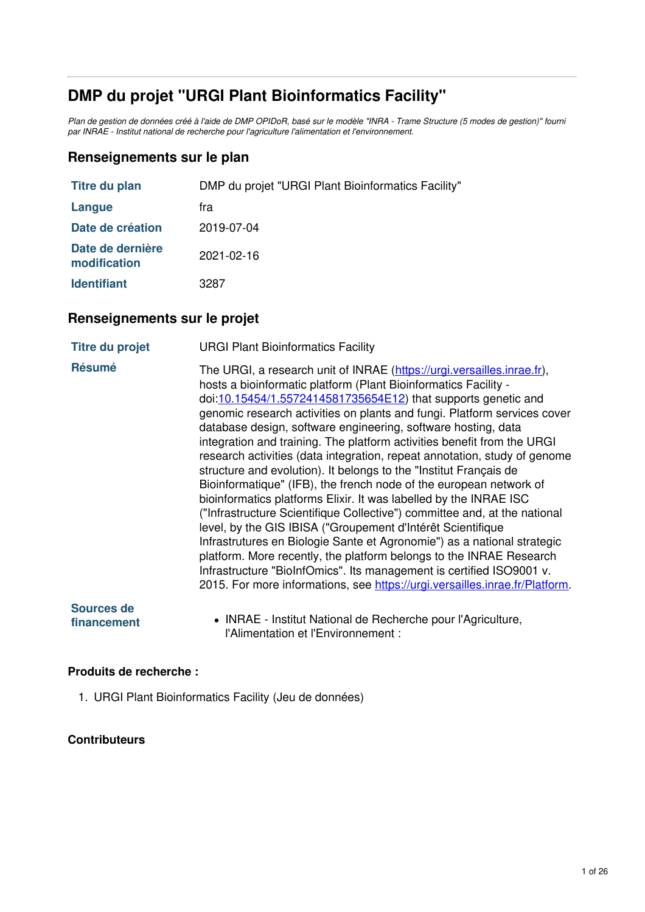# DMP du projet "URGI Plant Bioinformatics Facility"

*Plan de gestion de données créé à l'aide de DMP OPIDoR, basé sur le modèle "INRA - Trame Structure (5 modes de gestion)" fourni par INRAE - Institut national de recherche pour l'agriculture l'alimentation et l'environnement.*

## Renseignements sur le plan

| | |
|---|---|
| **Titre du plan** | DMP du projet "URGI Plant Bioinformatics Facility" |
| **Langue** | fra |
| **Date de création** | 2019-07-04 |
| **Date de dernière modification** | 2021-02-16 |
| **Identifiant** | 3287 |

## Renseignements sur le projet

| | |
|---|---|
| **Titre du projet** | URGI Plant Bioinformatics Facility |
| **Résumé** | The URGI, a research unit of INRAE (https://urgi.versailles.inrae.fr), hosts a bioinformatic platform (Plant Bioinformatics Facility - doi:10.15454/1.5572414581735654E12) that supports genetic and genomic research activities on plants and fungi. Platform services cover database design, software engineering, software hosting, data integration and training. The platform activities benefit from the URGI research activities (data integration, repeat annotation, study of genome structure and evolution). It belongs to the "Institut Français de Bioinformatique" (IFB), the french node of the european network of bioinformatics platforms Elixir. It was labelled by the INRAE ISC ("Infrastructure Scientifique Collective") committee and, at the national level, by the GIS IBISA ("Groupement d'Intérêt Scientifique Infrastrutures en Biologie Sante et Agronomie") as a national strategic platform. More recently, the platform belongs to the INRAE Research Infrastructure "BioInfOmics". Its management is certified ISO9001 v. 2015. For more informations, see https://urgi.versailles.inrae.fr/Platform. |
| **Sources de financement** | • INRAE - Institut National de Recherche pour l'Agriculture, l'Alimentation et l'Environnement : |

### Produits de recherche :

1. URGI Plant Bioinformatics Facility (Jeu de données)

### Contributeurs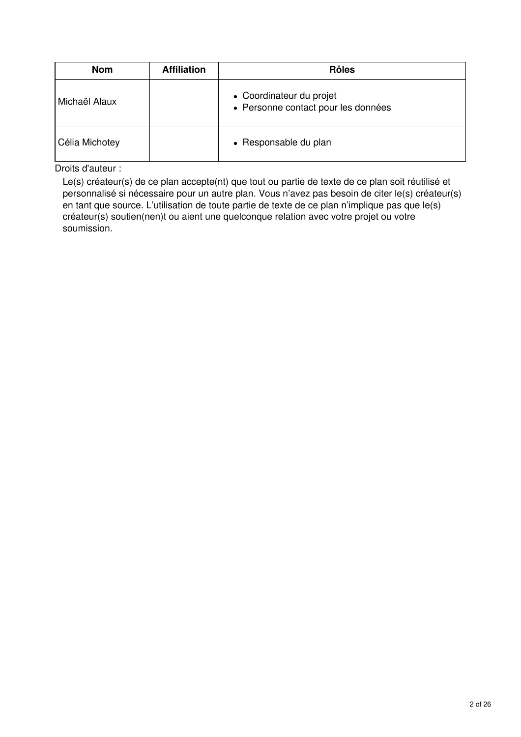| Nom | Affiliation | Rôles |
|---|---|---|
| Michaël Alaux | | • Coordinateur du projet<br>• Personne contact pour les données |
| Célia Michotey | | • Responsable du plan |

Droits d'auteur :

Le(s) créateur(s) de ce plan accepte(nt) que tout ou partie de texte de ce plan soit réutilisé et personnalisé si nécessaire pour un autre plan. Vous n'avez pas besoin de citer le(s) créateur(s) en tant que source. L'utilisation de toute partie de texte de ce plan n'implique pas que le(s) créateur(s) soutien(nen)t ou aient une quelconque relation avec votre projet ou votre soumission.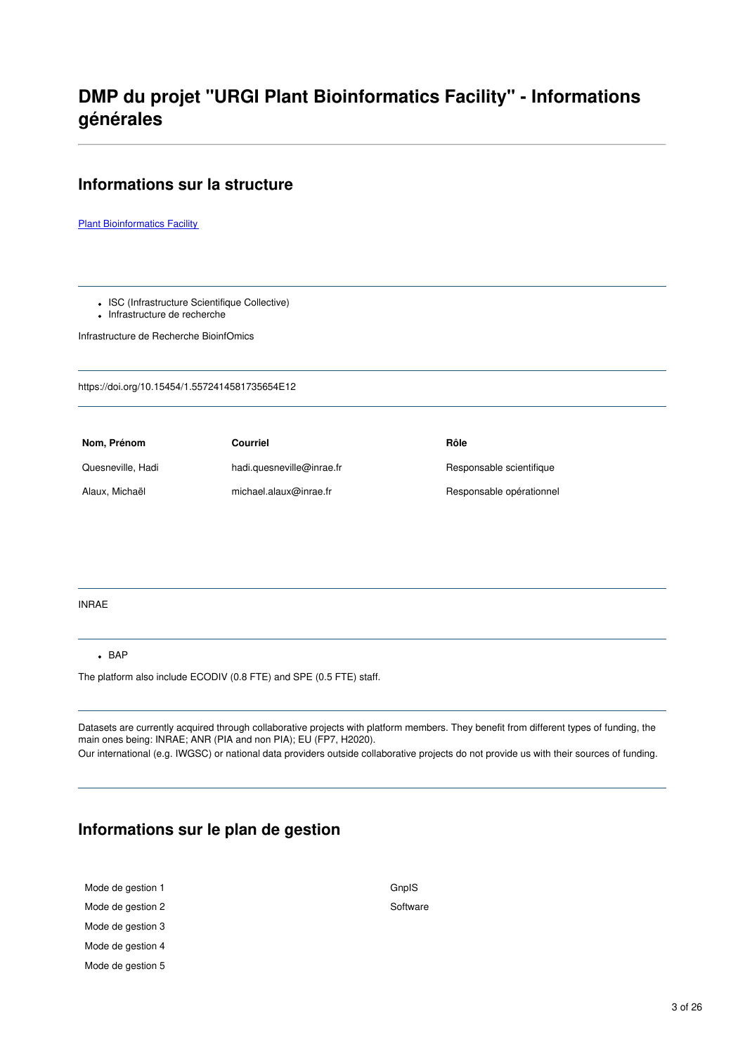# DMP du projet "URGI Plant Bioinformatics Facility" - Informations générales

## Informations sur la structure

Plant Bioinformatics Facility

---

- ISC (Infrastructure Scientifique Collective)
- Infrastructure de recherche

Infrastructure de Recherche BioinfOmics

---

https://doi.org/10.15454/1.5572414581735654E12

---

| Nom, Prénom | Courriel | Rôle |
| --- | --- | --- |
| Quesneville, Hadi | hadi.quesneville@inrae.fr | Responsable scientifique |
| Alaux, Michaël | michael.alaux@inrae.fr | Responsable opérationnel |

---

INRAE

---

- BAP

The platform also include ECODIV (0.8 FTE) and SPE (0.5 FTE) staff.

---

Datasets are currently acquired through collaborative projects with platform members. They benefit from different types of funding, the main ones being: INRAE; ANR (PIA and non PIA); EU (FP7, H2020).
Our international (e.g. IWGSC) or national data providers outside collaborative projects do not provide us with their sources of funding.

---

## Informations sur le plan de gestion

| | |
| --- | --- |
| Mode de gestion 1 | GnpIS |
| Mode de gestion 2 | Software |
| Mode de gestion 3 | |
| Mode de gestion 4 | |
| Mode de gestion 5 | |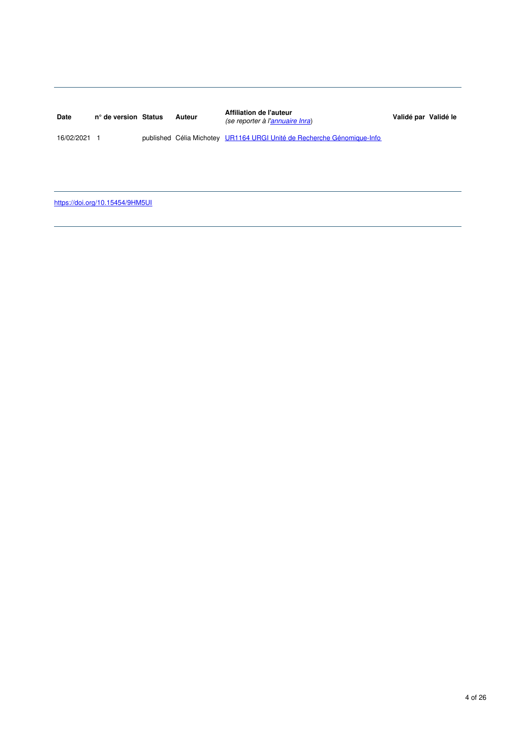| Date | n° de version | Status | Auteur | Affiliation de l'auteur *(se reporter à l'annuaire Inra)* | Validé par | Validé le |
|---|---|---|---|---|---|---|
| 16/02/2021 | 1 | published | Célia Michotey | UR1164 URGI Unité de Recherche Génomique-Info | | |

https://doi.org/10.15454/9HM5UI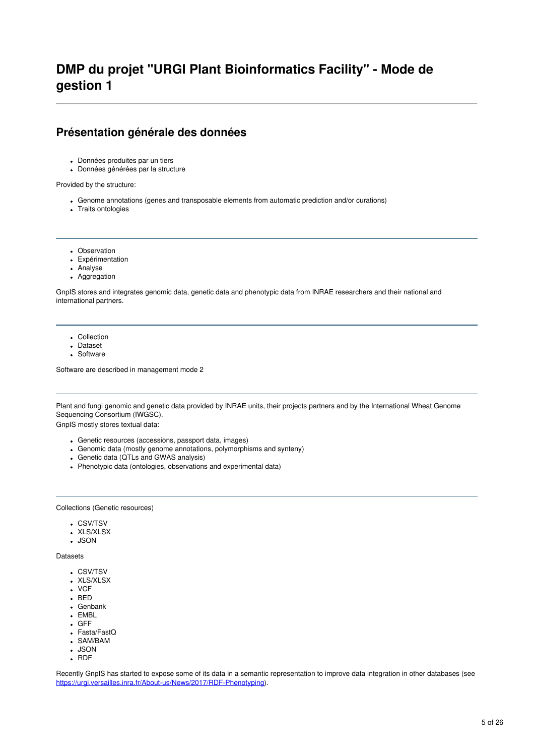# DMP du projet "URGI Plant Bioinformatics Facility" - Mode de gestion 1

## Présentation générale des données

- Données produites par un tiers
- Données générées par la structure

Provided by the structure:

- Genome annotations (genes and transposable elements from automatic prediction and/or curations)
- Traits ontologies

---

- Observation
- Expérimentation
- Analyse
- Aggregation

GnpIS stores and integrates genomic data, genetic data and phenotypic data from INRAE researchers and their national and international partners.

---

- Collection
- Dataset
- Software

Software are described in management mode 2

---

Plant and fungi genomic and genetic data provided by INRAE units, their projects partners and by the International Wheat Genome Sequencing Consortium (IWGSC).
GnpIS mostly stores textual data:

- Genetic resources (accessions, passport data, images)
- Genomic data (mostly genome annotations, polymorphisms and synteny)
- Genetic data (QTLs and GWAS analysis)
- Phenotypic data (ontologies, observations and experimental data)

---

Collections (Genetic resources)

- CSV/TSV
- XLS/XLSX
- JSON

Datasets

- CSV/TSV
- XLS/XLSX
- VCF
- BED
- Genbank
- EMBL
- GFF
- Fasta/FastQ
- SAM/BAM
- JSON
- RDF

Recently GnpIS has started to expose some of its data in a semantic representation to improve data integration in other databases (see [https://urgi.versailles.inra.fr/About-us/News/2017/RDF-Phenotyping](https://urgi.versailles.inra.fr/About-us/News/2017/RDF-Phenotyping)).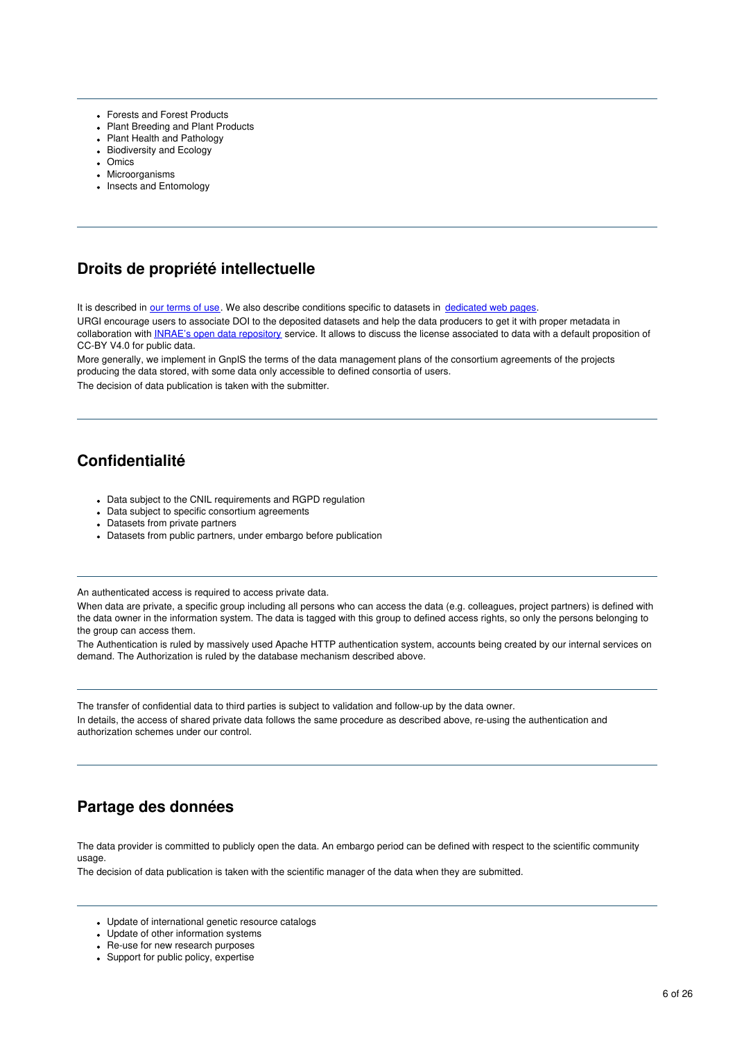- Forests and Forest Products
- Plant Breeding and Plant Products
- Plant Health and Pathology
- Biodiversity and Ecology
- Omics
- Microorganisms
- Insects and Entomology

---

## Droits de propriété intellectuelle

It is described in [our terms of use](). We also describe conditions specific to datasets in [dedicated web pages]().

URGI encourage users to associate DOI to the deposited datasets and help the data producers to get it with proper metadata in collaboration with [INRAE's open data repository]() service. It allows to discuss the license associated to data with a default proposition of CC-BY V4.0 for public data.

More generally, we implement in GnpIS the terms of the data management plans of the consortium agreements of the projects producing the data stored, with some data only accessible to defined consortia of users.

The decision of data publication is taken with the submitter.

---

## Confidentialité

- Data subject to the CNIL requirements and RGPD regulation
- Data subject to specific consortium agreements
- Datasets from private partners
- Datasets from public partners, under embargo before publication

---

An authenticated access is required to access private data.

When data are private, a specific group including all persons who can access the data (e.g. colleagues, project partners) is defined with the data owner in the information system. The data is tagged with this group to defined access rights, so only the persons belonging to the group can access them.

The Authentication is ruled by massively used Apache HTTP authentication system, accounts being created by our internal services on demand. The Authorization is ruled by the database mechanism described above.

---

The transfer of confidential data to third parties is subject to validation and follow-up by the data owner.

In details, the access of shared private data follows the same procedure as described above, re-using the authentication and authorization schemes under our control.

---

## Partage des données

The data provider is committed to publicly open the data. An embargo period can be defined with respect to the scientific community usage.

The decision of data publication is taken with the scientific manager of the data when they are submitted.

---

- Update of international genetic resource catalogs
- Update of other information systems
- Re-use for new research purposes
- Support for public policy, expertise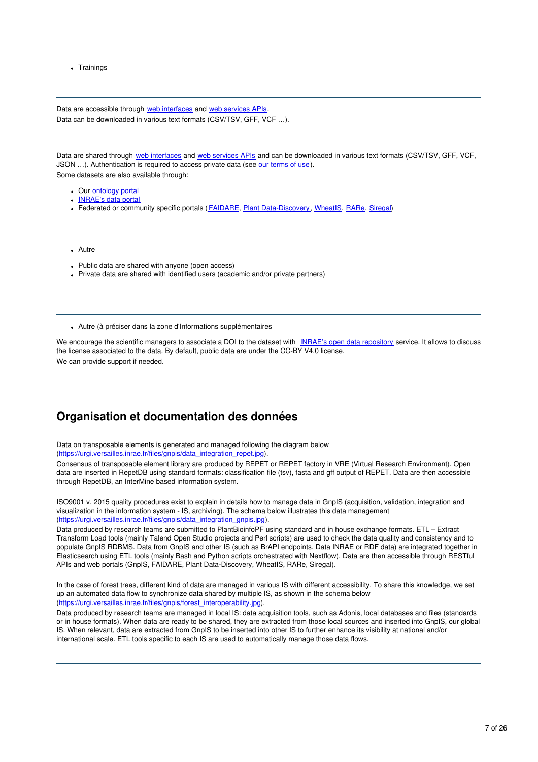- Trainings

---

Data are accessible through web interfaces and web services APIs.

Data can be downloaded in various text formats (CSV/TSV, GFF, VCF …).

---

Data are shared through web interfaces and web services APIs and can be downloaded in various text formats (CSV/TSV, GFF, VCF, JSON …). Authentication is required to access private data (see our terms of use).

Some datasets are also available through:

- Our ontology portal
- INRAE's data portal
- Federated or community specific portals (FAIDARE, Plant Data-Discovery, WheatIS, RARe, Siregal)

---

- Autre

- Public data are shared with anyone (open access)
- Private data are shared with identified users (academic and/or private partners)

---

- Autre (à préciser dans la zone d'Informations supplémentaires

We encourage the scientific managers to associate a DOI to the dataset with INRAE's open data repository service. It allows to discuss the license associated to the data. By default, public data are under the CC-BY V4.0 license.

We can provide support if needed.

---

## Organisation et documentation des données

Data on transposable elements is generated and managed following the diagram below (https://urgi.versailles.inrae.fr/files/gnpis/data_integration_repet.jpg).

Consensus of transposable element library are produced by REPET or REPET factory in VRE (Virtual Research Environment). Open data are inserted in RepetDB using standard formats: classification file (tsv), fasta and gff output of REPET. Data are then accessible through RepetDB, an InterMine based information system.

ISO9001 v. 2015 quality procedures exist to explain in details how to manage data in GnpIS (acquisition, validation, integration and visualization in the information system - IS, archiving). The schema below illustrates this data management (https://urgi.versailles.inrae.fr/files/gnpis/data_integration_gnpis.jpg).

Data produced by research teams are submitted to PlantBioinfoPF using standard and in house exchange formats. ETL – Extract Transform Load tools (mainly Talend Open Studio projects and Perl scripts) are used to check the data quality and consistency and to populate GnpIS RDBMS. Data from GnpIS and other IS (such as BrAPI endpoints, Data INRAE or RDF data) are integrated together in Elasticsearch using ETL tools (mainly Bash and Python scripts orchestrated with Nextflow). Data are then accessible through RESTful APIs and web portals (GnpIS, FAIDARE, Plant Data-Discovery, WheatIS, RARe, Siregal).

In the case of forest trees, different kind of data are managed in various IS with different accessibility. To share this knowledge, we set up an automated data flow to synchronize data shared by multiple IS, as shown in the schema below (https://urgi.versailles.inrae.fr/files/gnpis/forest_interoperability.jpg).

Data produced by research teams are managed in local IS: data acquisition tools, such as Adonis, local databases and files (standards or in house formats). When data are ready to be shared, they are extracted from those local sources and inserted into GnpIS, our global IS. When relevant, data are extracted from GnpIS to be inserted into other IS to further enhance its visibility at national and/or international scale. ETL tools specific to each IS are used to automatically manage those data flows.

---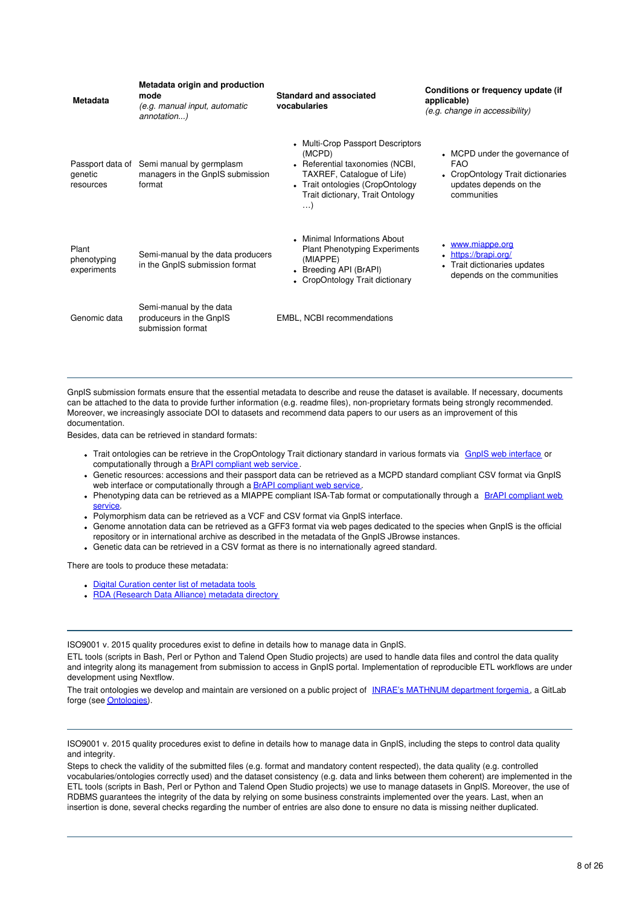| Metadata | Metadata origin and production mode *(e.g. manual input, automatic annotation...)* | Standard and associated vocabularies | Conditions or frequency update (if applicable) *(e.g. change in accessibility)* |
|---|---|---|---|
| Passport data of genetic resources | Semi manual by germplasm managers in the GnpIS submission format | • Multi-Crop Passport Descriptors (MCPD)<br>• Referential taxonomies (NCBI, TAXREF, Catalogue of Life)<br>• Trait ontologies (CropOntology Trait dictionary, Trait Ontology …) | • MCPD under the governance of FAO<br>• CropOntology Trait dictionaries updates depends on the communities |
| Plant phenotyping experiments | Semi-manual by the data producers in the GnpIS submission format | • Minimal Informations About Plant Phenotyping Experiments (MIAPPE)<br>• Breeding API (BrAPI)<br>• CropOntology Trait dictionary | • [www.miappe.org](www.miappe.org)<br>• [https://brapi.org/](https://brapi.org/)<br>• Trait dictionaries updates depends on the communities |
| Genomic data | Semi-manual by the data produceurs in the GnpIS submission format | EMBL, NCBI recommendations | |

---

GnpIS submission formats ensure that the essential metadata to describe and reuse the dataset is available. If necessary, documents can be attached to the data to provide further information (e.g. readme files), non-proprietary formats being strongly recommended. Moreover, we increasingly associate DOI to datasets and recommend data papers to our users as an improvement of this documentation.

Besides, data can be retrieved in standard formats:

- Trait ontologies can be retrieve in the CropOntology Trait dictionary standard in various formats via GnpIS web interface or computationally through a BrAPI compliant web service.
- Genetic resources: accessions and their passport data can be retrieved as a MCPD standard compliant CSV format via GnpIS web interface or computationally through a BrAPI compliant web service.
- Phenotyping data can be retrieved as a MIAPPE compliant ISA-Tab format or computationally through a BrAPI compliant web service.
- Polymorphism data can be retrieved as a VCF and CSV format via GnpIS interface.
- Genome annotation data can be retrieved as a GFF3 format via web pages dedicated to the species when GnpIS is the official repository or in international archive as described in the metadata of the GnpIS JBrowse instances.
- Genetic data can be retrieved in a CSV format as there is no internationally agreed standard.

There are tools to produce these metadata:

- Digital Curation center list of metadata tools
- RDA (Research Data Alliance) metadata directory

---

ISO9001 v. 2015 quality procedures exist to define in details how to manage data in GnpIS.

ETL tools (scripts in Bash, Perl or Python and Talend Open Studio projects) are used to handle data files and control the data quality and integrity along its management from submission to access in GnpIS portal. Implementation of reproducible ETL workflows are under development using Nextflow.

The trait ontologies we develop and maintain are versioned on a public project of INRAE's MATHNUM department forgemia, a GitLab forge (see Ontologies).

---

ISO9001 v. 2015 quality procedures exist to define in details how to manage data in GnpIS, including the steps to control data quality and integrity.

Steps to check the validity of the submitted files (e.g. format and mandatory content respected), the data quality (e.g. controlled vocabularies/ontologies correctly used) and the dataset consistency (e.g. data and links between them coherent) are implemented in the ETL tools (scripts in Bash, Perl or Python and Talend Open Studio projects) we use to manage datasets in GnpIS. Moreover, the use of RDBMS guarantees the integrity of the data by relying on some business constraints implemented over the years. Last, when an insertion is done, several checks regarding the number of entries are also done to ensure no data is missing neither duplicated.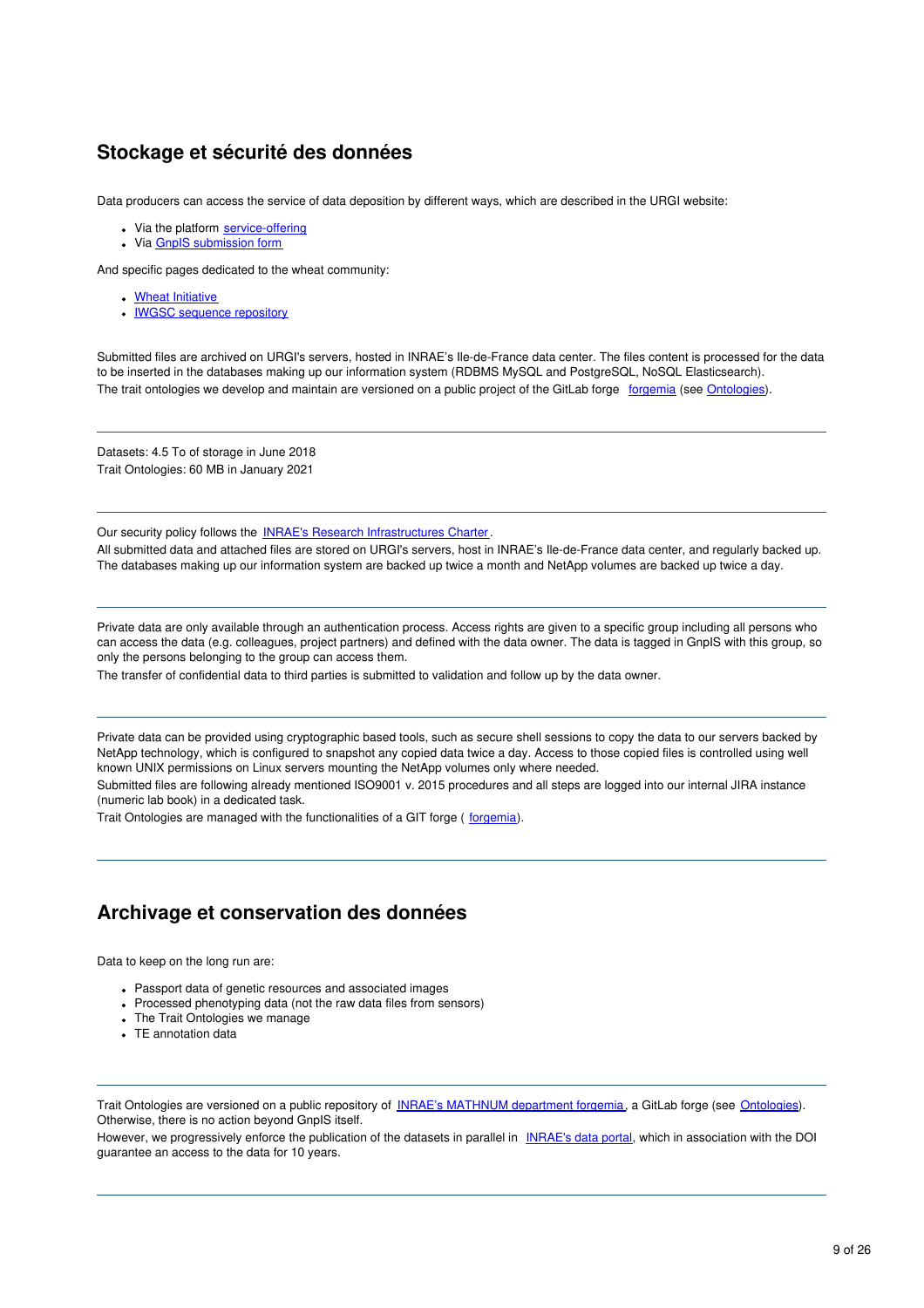## Stockage et sécurité des données

Data producers can access the service of data deposition by different ways, which are described in the URGI website:

- Via the platform service-offering
- Via GnpIS submission form

And specific pages dedicated to the wheat community:

- Wheat Initiative
- IWGSC sequence repository

Submitted files are archived on URGI's servers, hosted in INRAE’s Ile-de-France data center. The files content is processed for the data to be inserted in the databases making up our information system (RDBMS MySQL and PostgreSQL, NoSQL Elasticsearch).
The trait ontologies we develop and maintain are versioned on a public project of the GitLab forge forgemia (see Ontologies).

---

Datasets: 4.5 To of storage in June 2018
Trait Ontologies: 60 MB in January 2021

---

Our security policy follows the INRAE's Research Infrastructures Charter.
All submitted data and attached files are stored on URGI's servers, host in INRAE’s Ile-de-France data center, and regularly backed up. The databases making up our information system are backed up twice a month and NetApp volumes are backed up twice a day.

---

Private data are only available through an authentication process. Access rights are given to a specific group including all persons who can access the data (e.g. colleagues, project partners) and defined with the data owner. The data is tagged in GnpIS with this group, so only the persons belonging to the group can access them.
The transfer of confidential data to third parties is submitted to validation and follow up by the data owner.

---

Private data can be provided using cryptographic based tools, such as secure shell sessions to copy the data to our servers backed by NetApp technology, which is configured to snapshot any copied data twice a day. Access to those copied files is controlled using well known UNIX permissions on Linux servers mounting the NetApp volumes only where needed.
Submitted files are following already mentioned ISO9001 v. 2015 procedures and all steps are logged into our internal JIRA instance (numeric lab book) in a dedicated task.
Trait Ontologies are managed with the functionalities of a GIT forge ( forgemia).

---

## Archivage et conservation des données

Data to keep on the long run are:

- Passport data of genetic resources and associated images
- Processed phenotyping data (not the raw data files from sensors)
- The Trait Ontologies we manage
- TE annotation data

---

Trait Ontologies are versioned on a public repository of INRAE’s MATHNUM department forgemia, a GitLab forge (see Ontologies). Otherwise, there is no action beyond GnpIS itself.
However, we progressively enforce the publication of the datasets in parallel in INRAE's data portal, which in association with the DOI guarantee an access to the data for 10 years.

---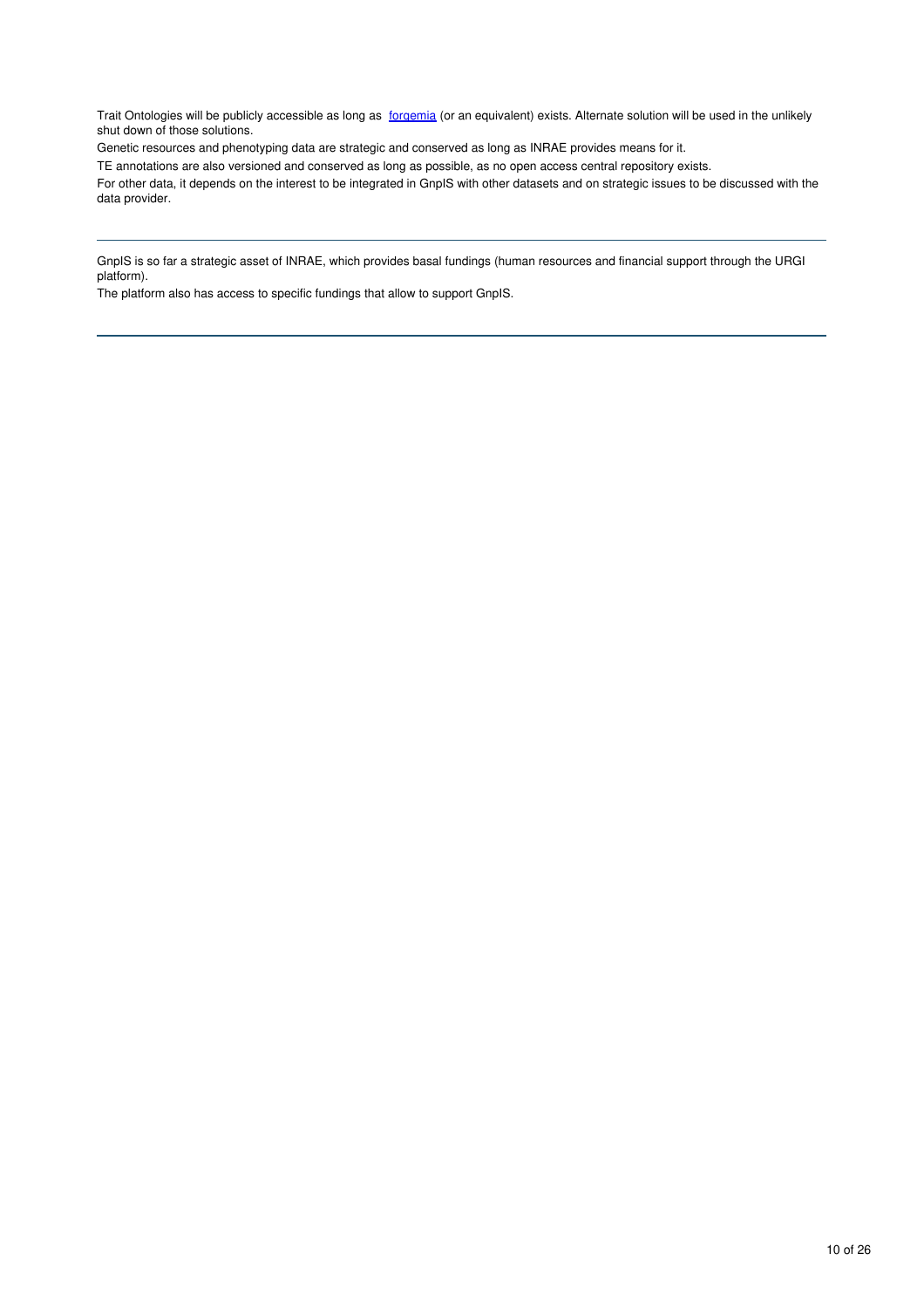Trait Ontologies will be publicly accessible as long as [forgemia](forgemia) (or an equivalent) exists. Alternate solution will be used in the unlikely shut down of those solutions.

Genetic resources and phenotyping data are strategic and conserved as long as INRAE provides means for it.

TE annotations are also versioned and conserved as long as possible, as no open access central repository exists.

For other data, it depends on the interest to be integrated in GnpIS with other datasets and on strategic issues to be discussed with the data provider.

---

GnpIS is so far a strategic asset of INRAE, which provides basal fundings (human resources and financial support through the URGI platform).

The platform also has access to specific fundings that allow to support GnpIS.

---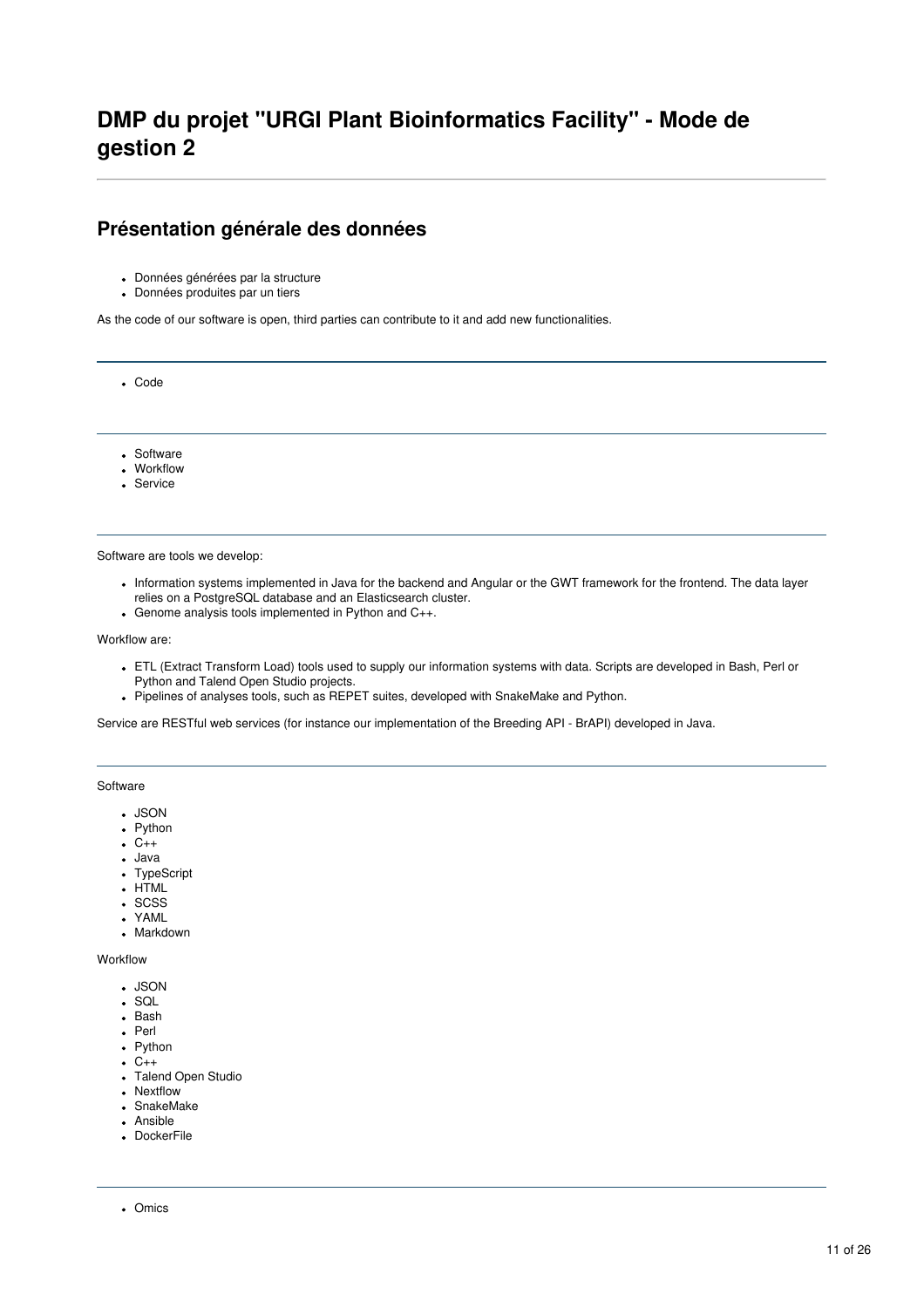# DMP du projet "URGI Plant Bioinformatics Facility" - Mode de gestion 2

## Présentation générale des données

- Données générées par la structure
- Données produites par un tiers

As the code of our software is open, third parties can contribute to it and add new functionalities.

---

- Code

---

- Software
- Workflow
- Service

---

Software are tools we develop:

- Information systems implemented in Java for the backend and Angular or the GWT framework for the frontend. The data layer relies on a PostgreSQL database and an Elasticsearch cluster.
- Genome analysis tools implemented in Python and C++.

Workflow are:

- ETL (Extract Transform Load) tools used to supply our information systems with data. Scripts are developed in Bash, Perl or Python and Talend Open Studio projects.
- Pipelines of analyses tools, such as REPET suites, developed with SnakeMake and Python.

Service are RESTful web services (for instance our implementation of the Breeding API - BrAPI) developed in Java.

---

Software

- JSON
- Python
- C++
- Java
- TypeScript
- HTML
- SCSS
- YAML
- Markdown

Workflow

- JSON
- SQL
- Bash
- Perl
- Python
- C++
- Talend Open Studio
- Nextflow
- SnakeMake
- Ansible
- DockerFile

---

- Omics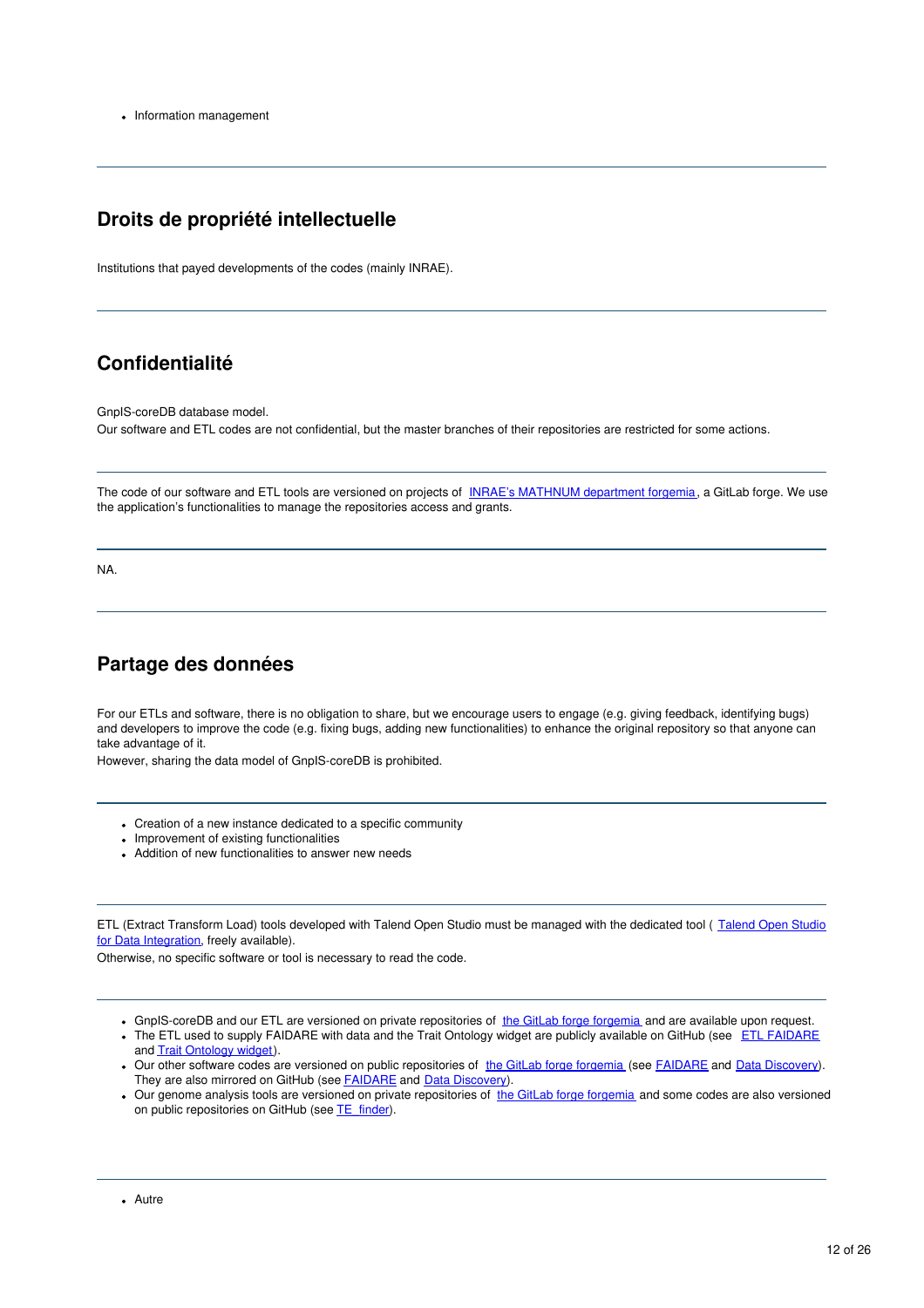- Information management

---

## Droits de propriété intellectuelle

Institutions that payed developments of the codes (mainly INRAE).

---

## Confidentialité

GnpIS-coreDB database model.
Our software and ETL codes are not confidential, but the master branches of their repositories are restricted for some actions.

---

The code of our software and ETL tools are versioned on projects of INRAE's MATHNUM department forgemia, a GitLab forge. We use the application's functionalities to manage the repositories access and grants.

---

NA.

---

## Partage des données

For our ETLs and software, there is no obligation to share, but we encourage users to engage (e.g. giving feedback, identifying bugs) and developers to improve the code (e.g. fixing bugs, adding new functionalities) to enhance the original repository so that anyone can take advantage of it.
However, sharing the data model of GnpIS-coreDB is prohibited.

---

- Creation of a new instance dedicated to a specific community
- Improvement of existing functionalities
- Addition of new functionalities to answer new needs

---

ETL (Extract Transform Load) tools developed with Talend Open Studio must be managed with the dedicated tool ( Talend Open Studio for Data Integration, freely available).
Otherwise, no specific software or tool is necessary to read the code.

---

- GnpIS-coreDB and our ETL are versioned on private repositories of the GitLab forge forgemia and are available upon request.
- The ETL used to supply FAIDARE with data and the Trait Ontology widget are publicly available on GitHub (see ETL FAIDARE and Trait Ontology widget).
- Our other software codes are versioned on public repositories of the GitLab forge forgemia (see FAIDARE and Data Discovery). They are also mirrored on GitHub (see FAIDARE and Data Discovery).
- Our genome analysis tools are versioned on private repositories of the GitLab forge forgemia and some codes are also versioned on public repositories on GitHub (see TE_finder).

---

- Autre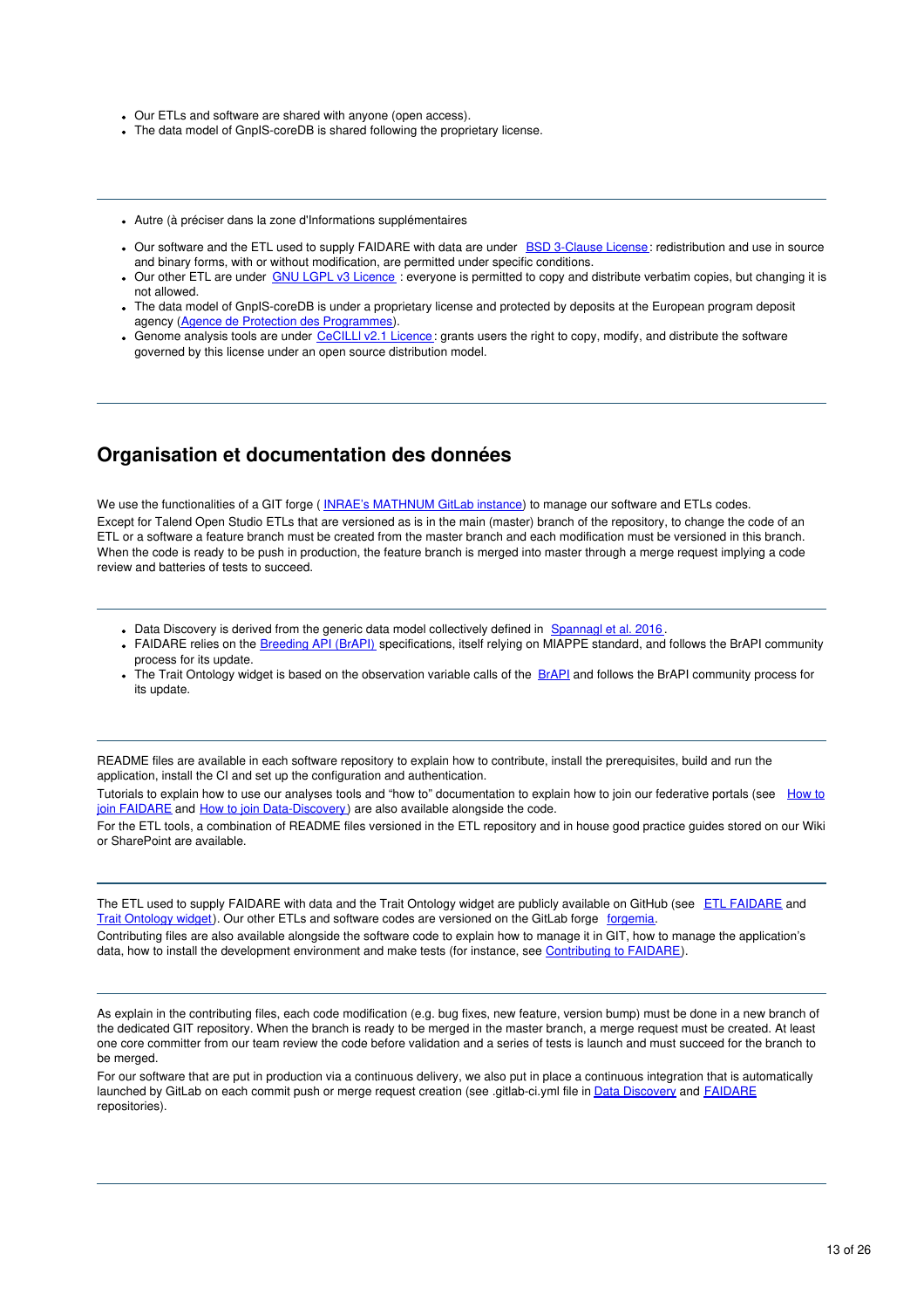- Our ETLs and software are shared with anyone (open access).
- The data model of GnpIS-coreDB is shared following the proprietary license.

---

- Autre (à préciser dans la zone d'Informations supplémentaires

- Our software and the ETL used to supply FAIDARE with data are under BSD 3-Clause License: redistribution and use in source and binary forms, with or without modification, are permitted under specific conditions.
- Our other ETL are under GNU LGPL v3 Licence : everyone is permitted to copy and distribute verbatim copies, but changing it is not allowed.
- The data model of GnpIS-coreDB is under a proprietary license and protected by deposits at the European program deposit agency (Agence de Protection des Programmes).
- Genome analysis tools are under CeCILLl v2.1 Licence: grants users the right to copy, modify, and distribute the software governed by this license under an open source distribution model.

---

## Organisation et documentation des données

We use the functionalities of a GIT forge ( INRAE's MATHNUM GitLab instance) to manage our software and ETLs codes. Except for Talend Open Studio ETLs that are versioned as is in the main (master) branch of the repository, to change the code of an ETL or a software a feature branch must be created from the master branch and each modification must be versioned in this branch. When the code is ready to be push in production, the feature branch is merged into master through a merge request implying a code review and batteries of tests to succeed.

---

- Data Discovery is derived from the generic data model collectively defined in Spannagl et al. 2016.
- FAIDARE relies on the Breeding API (BrAPI) specifications, itself relying on MIAPPE standard, and follows the BrAPI community process for its update.
- The Trait Ontology widget is based on the observation variable calls of the BrAPI and follows the BrAPI community process for its update.

---

README files are available in each software repository to explain how to contribute, install the prerequisites, build and run the application, install the CI and set up the configuration and authentication.

Tutorials to explain how to use our analyses tools and "how to" documentation to explain how to join our federative portals (see How to join FAIDARE and How to join Data-Discovery) are also available alongside the code.

For the ETL tools, a combination of README files versioned in the ETL repository and in house good practice guides stored on our Wiki or SharePoint are available.

---

The ETL used to supply FAIDARE with data and the Trait Ontology widget are publicly available on GitHub (see ETL FAIDARE and Trait Ontology widget). Our other ETLs and software codes are versioned on the GitLab forge forgemia.

Contributing files are also available alongside the software code to explain how to manage it in GIT, how to manage the application's data, how to install the development environment and make tests (for instance, see Contributing to FAIDARE).

---

As explain in the contributing files, each code modification (e.g. bug fixes, new feature, version bump) must be done in a new branch of the dedicated GIT repository. When the branch is ready to be merged in the master branch, a merge request must be created. At least one core committer from our team review the code before validation and a series of tests is launch and must succeed for the branch to be merged.

For our software that are put in production via a continuous delivery, we also put in place a continuous integration that is automatically launched by GitLab on each commit push or merge request creation (see .gitlab-ci.yml file in Data Discovery and FAIDARE repositories).

---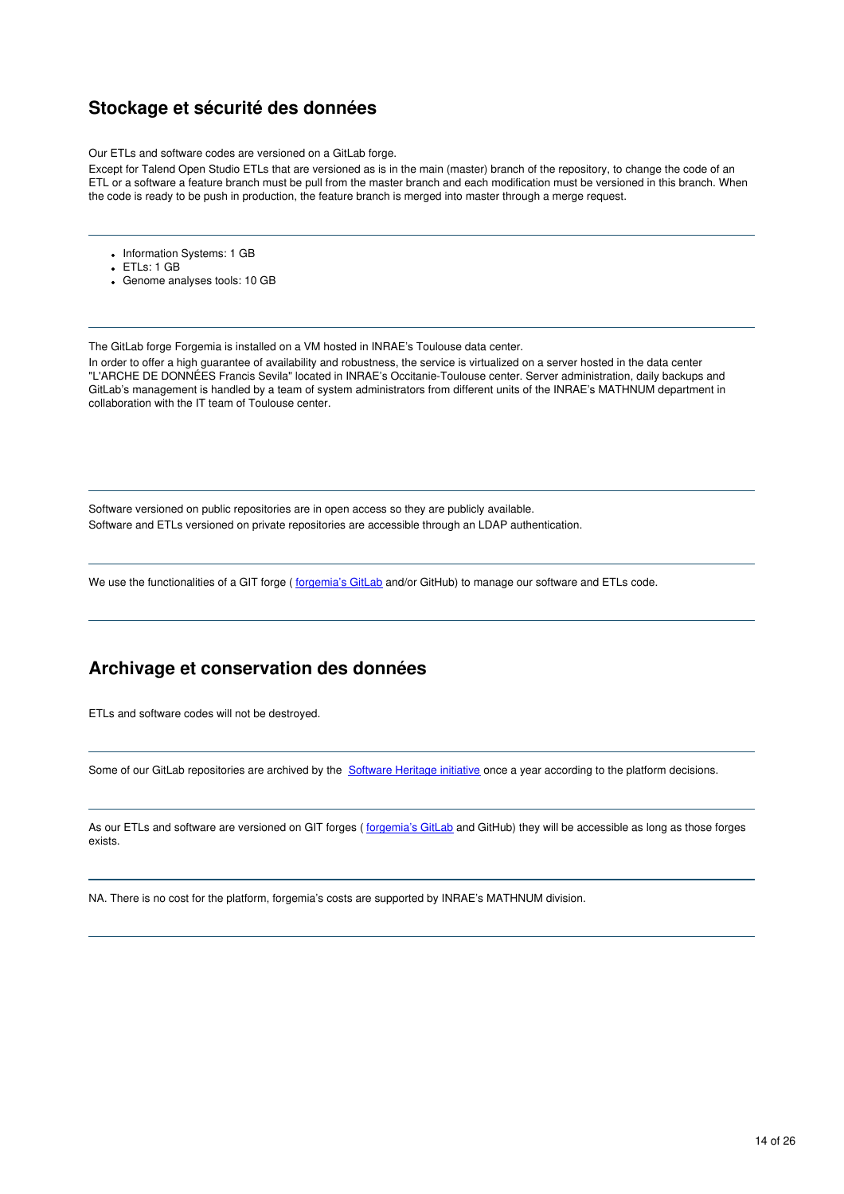## Stockage et sécurité des données

Our ETLs and software codes are versioned on a GitLab forge.

Except for Talend Open Studio ETLs that are versioned as is in the main (master) branch of the repository, to change the code of an ETL or a software a feature branch must be pull from the master branch and each modification must be versioned in this branch. When the code is ready to be push in production, the feature branch is merged into master through a merge request.

---

- Information Systems: 1 GB
- ETLs: 1 GB
- Genome analyses tools: 10 GB

---

The GitLab forge Forgemia is installed on a VM hosted in INRAE's Toulouse data center.

In order to offer a high guarantee of availability and robustness, the service is virtualized on a server hosted in the data center "L'ARCHE DE DONNÉES Francis Sevila" located in INRAE's Occitanie-Toulouse center. Server administration, daily backups and GitLab's management is handled by a team of system administrators from different units of the INRAE's MATHNUM department in collaboration with the IT team of Toulouse center.

---

Software versioned on public repositories are in open access so they are publicly available.

Software and ETLs versioned on private repositories are accessible through an LDAP authentication.

---

We use the functionalities of a GIT forge ( forgemia's GitLab and/or GitHub) to manage our software and ETLs code.

---

## Archivage et conservation des données

ETLs and software codes will not be destroyed.

---

Some of our GitLab repositories are archived by the  Software Heritage initiative once a year according to the platform decisions.

---

As our ETLs and software are versioned on GIT forges ( forgemia's GitLab and GitHub) they will be accessible as long as those forges exists.

---

NA. There is no cost for the platform, forgemia's costs are supported by INRAE's MATHNUM division.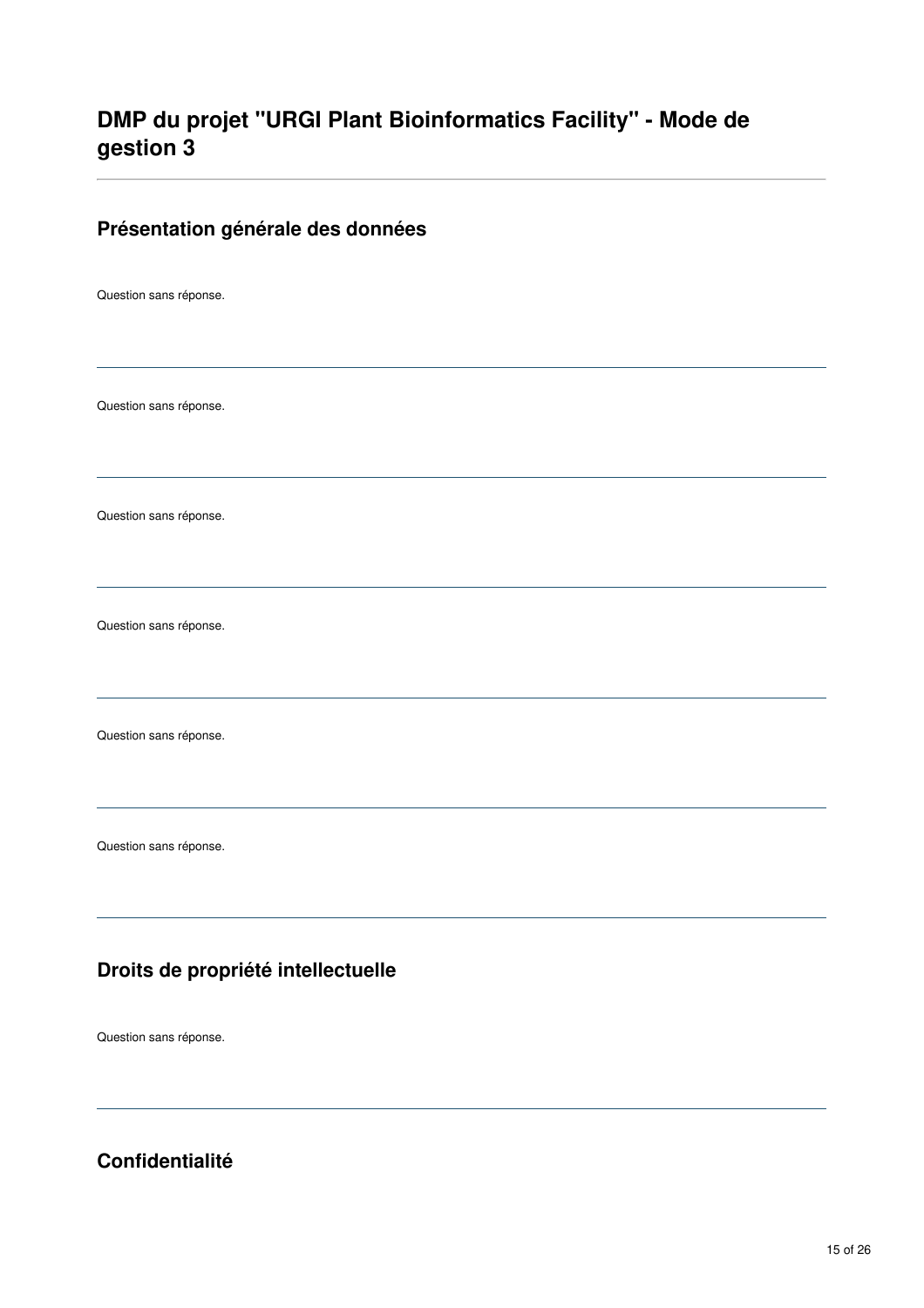# DMP du projet "URGI Plant Bioinformatics Facility" - Mode de gestion 3

## Présentation générale des données

Question sans réponse.

---

Question sans réponse.

---

Question sans réponse.

---

Question sans réponse.

---

Question sans réponse.

---

Question sans réponse.

---

## Droits de propriété intellectuelle

Question sans réponse.

---

## Confidentialité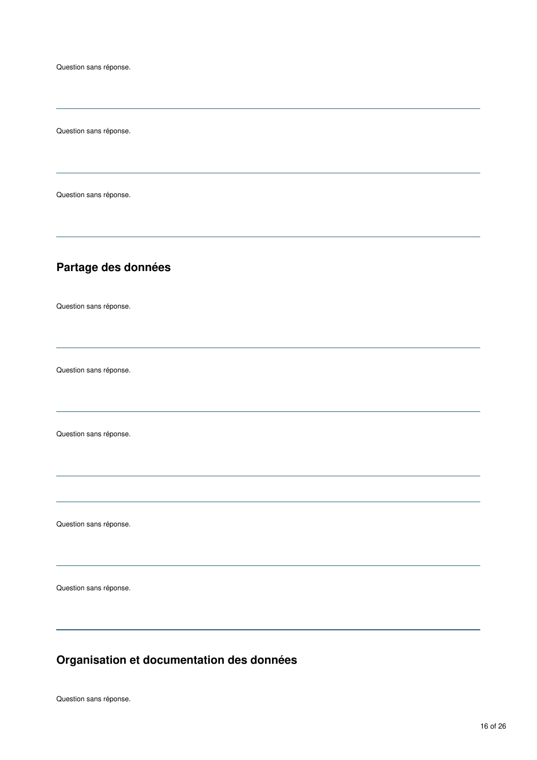Question sans réponse.

---

Question sans réponse.

---

Question sans réponse.

---

## Partage des données

Question sans réponse.

---

Question sans réponse.

---

Question sans réponse.

---

---

Question sans réponse.

---

Question sans réponse.

---

## Organisation et documentation des données

Question sans réponse.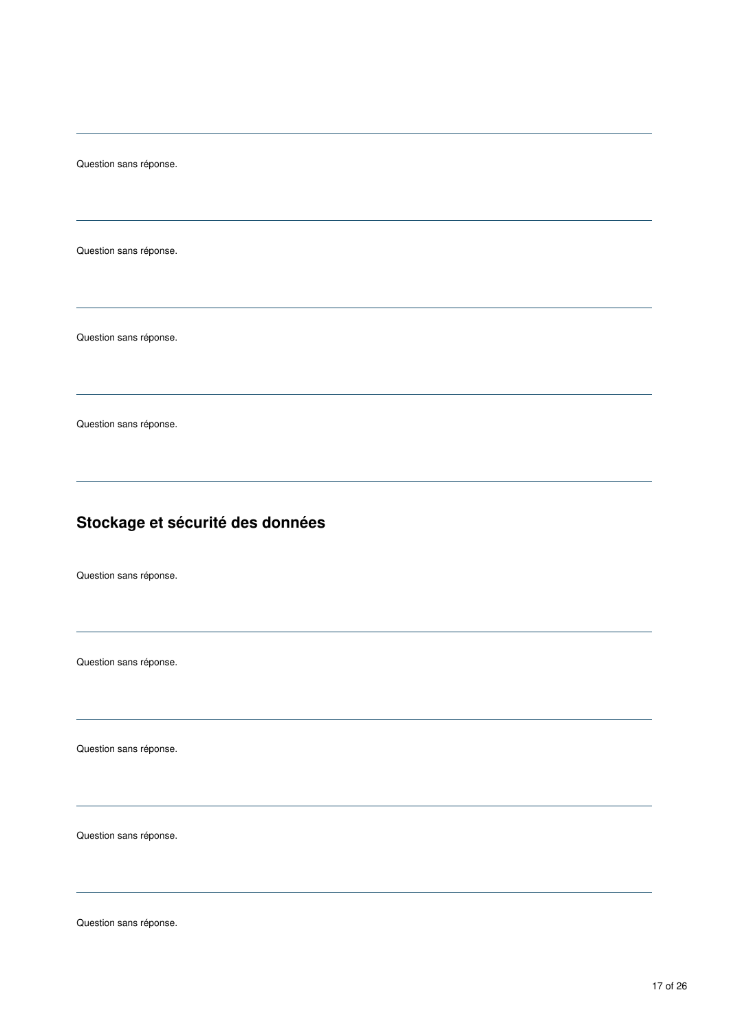Question sans réponse.

---

Question sans réponse.

---

Question sans réponse.

---

Question sans réponse.

---

## Stockage et sécurité des données

Question sans réponse.

---

Question sans réponse.

---

Question sans réponse.

---

Question sans réponse.

---

Question sans réponse.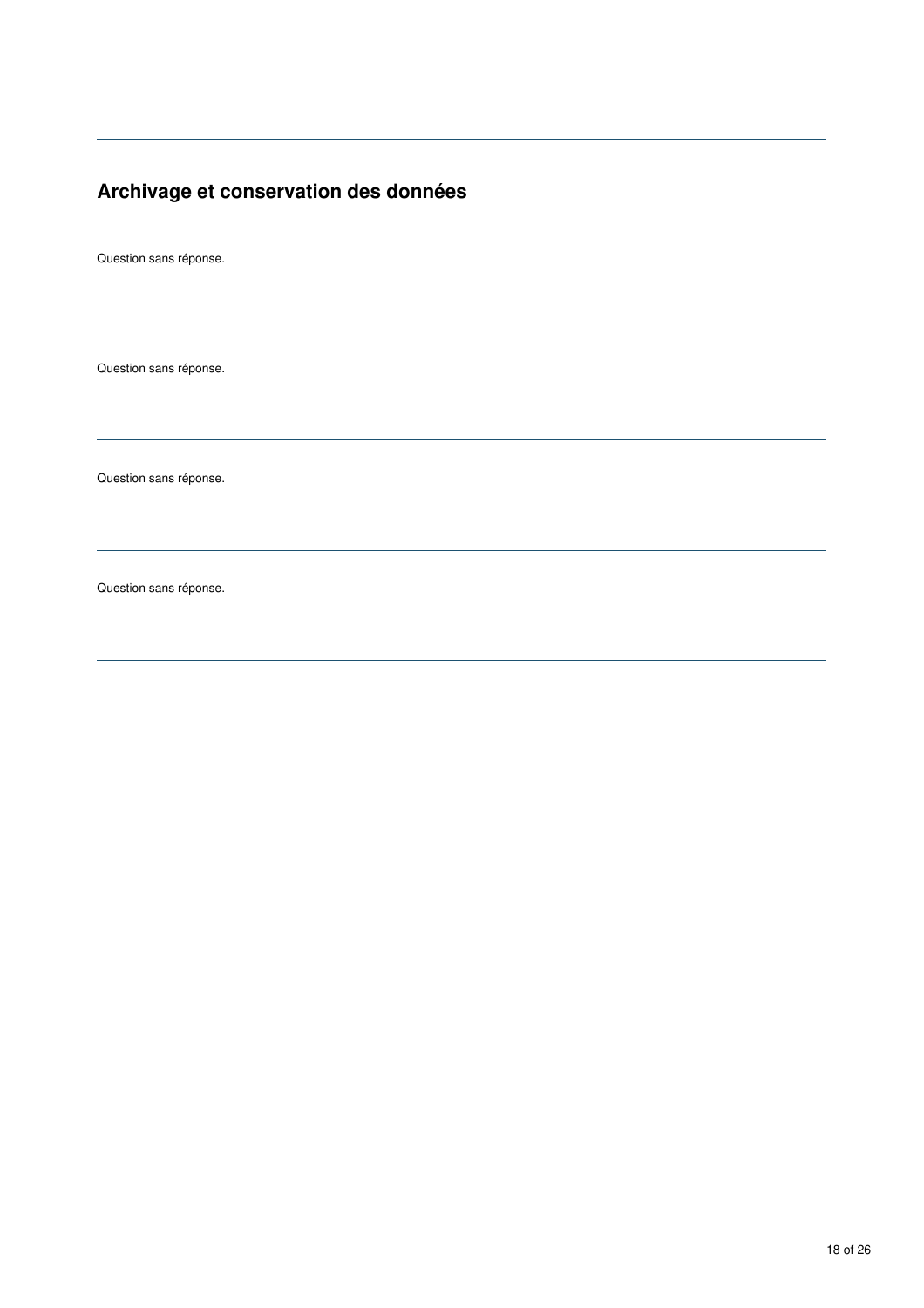---

## Archivage et conservation des données

Question sans réponse.

---

Question sans réponse.

---

Question sans réponse.

---

Question sans réponse.

---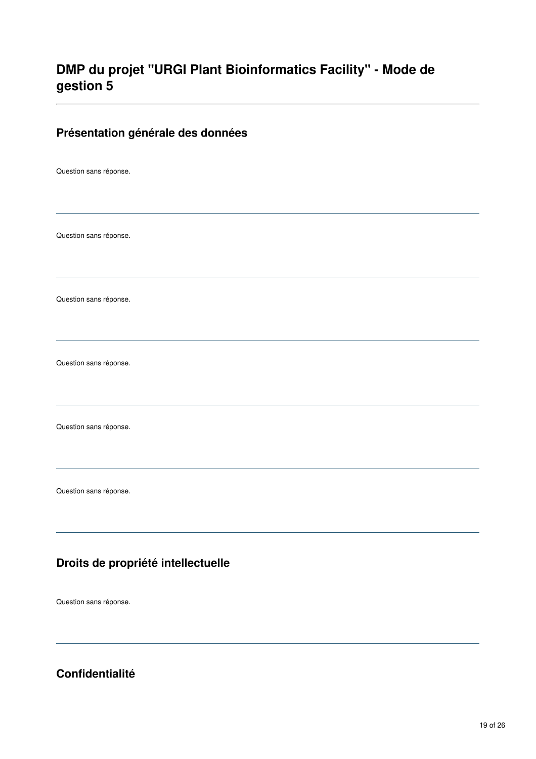# DMP du projet "URGI Plant Bioinformatics Facility" - Mode de gestion 5

---

## Présentation générale des données

Question sans réponse.

---

Question sans réponse.

---

Question sans réponse.

---

Question sans réponse.

---

Question sans réponse.

---

Question sans réponse.

---

## Droits de propriété intellectuelle

Question sans réponse.

---

## Confidentialité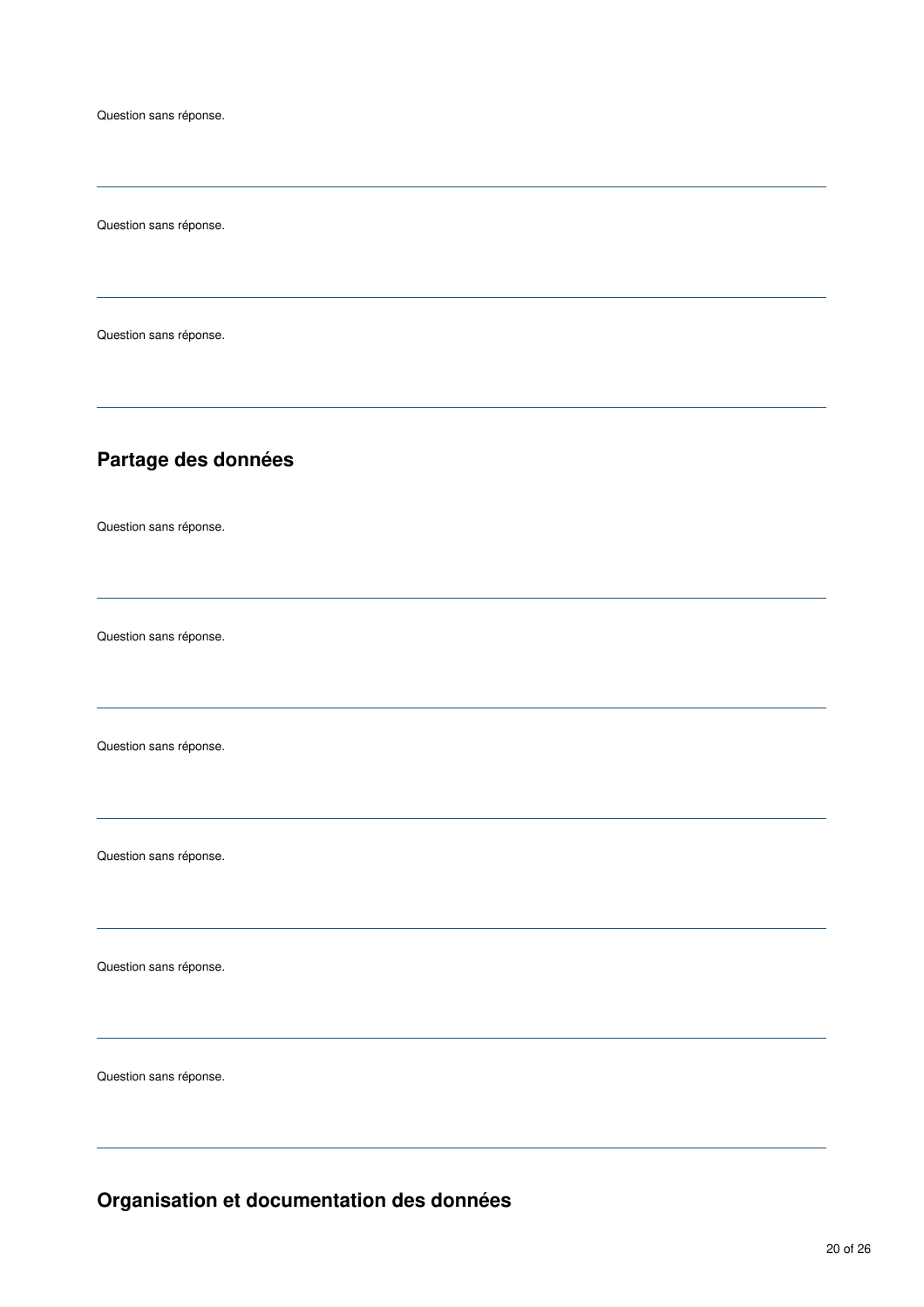Question sans réponse.

---

Question sans réponse.

---

Question sans réponse.

---

## Partage des données

Question sans réponse.

---

Question sans réponse.

---

Question sans réponse.

---

Question sans réponse.

---

Question sans réponse.

---

Question sans réponse.

---

## Organisation et documentation des données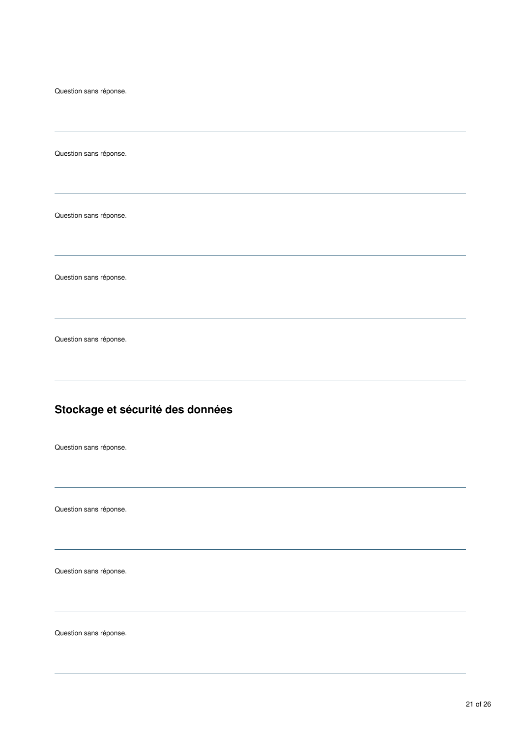Question sans réponse.

---

Question sans réponse.

---

Question sans réponse.

---

Question sans réponse.

---

Question sans réponse.

---

## Stockage et sécurité des données

Question sans réponse.

---

Question sans réponse.

---

Question sans réponse.

---

Question sans réponse.

---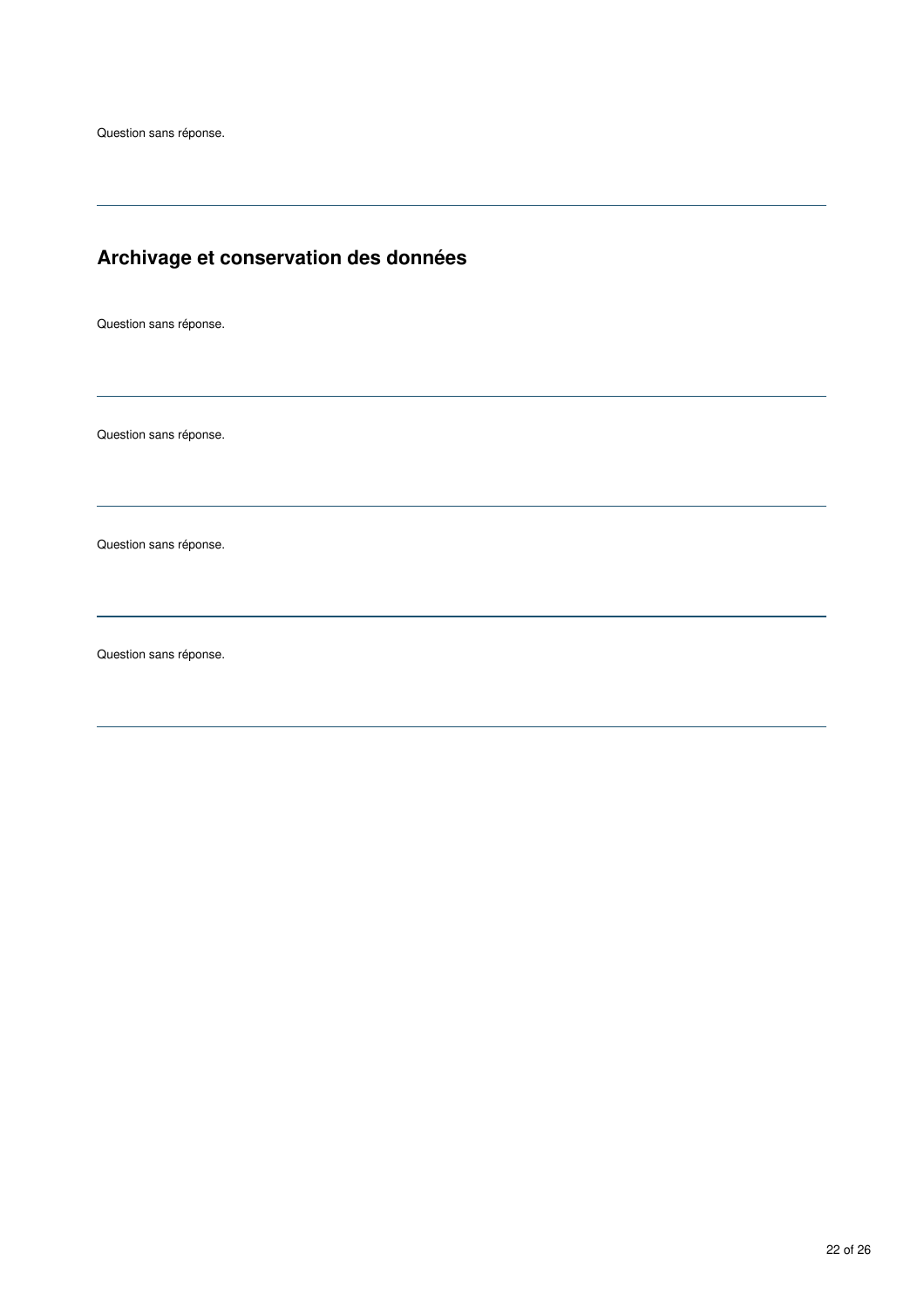Question sans réponse.

---

## Archivage et conservation des données

Question sans réponse.

---

Question sans réponse.

---

Question sans réponse.

---

Question sans réponse.

---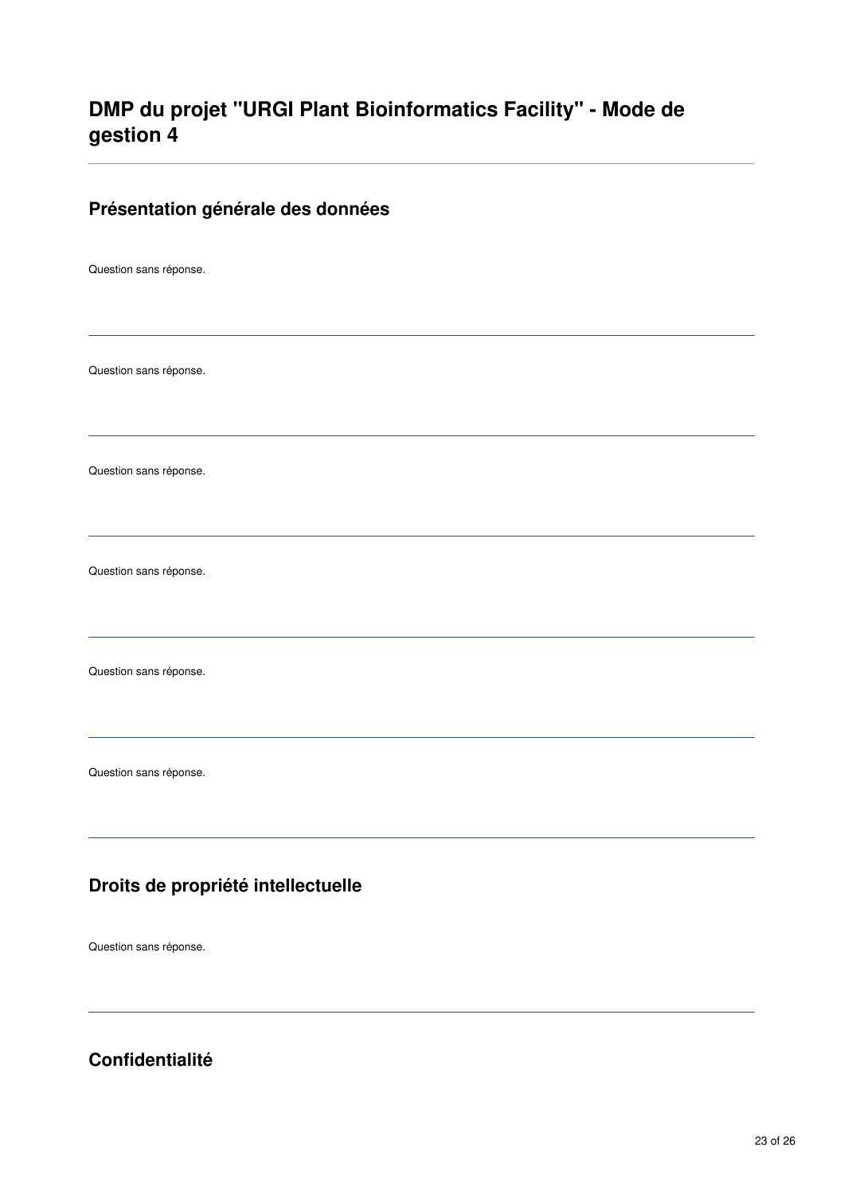# DMP du projet "URGI Plant Bioinformatics Facility" - Mode de gestion 4

## Présentation générale des données

Question sans réponse.

---

Question sans réponse.

---

Question sans réponse.

---

Question sans réponse.

---

Question sans réponse.

---

Question sans réponse.

---

## Droits de propriété intellectuelle

Question sans réponse.

---

## Confidentialité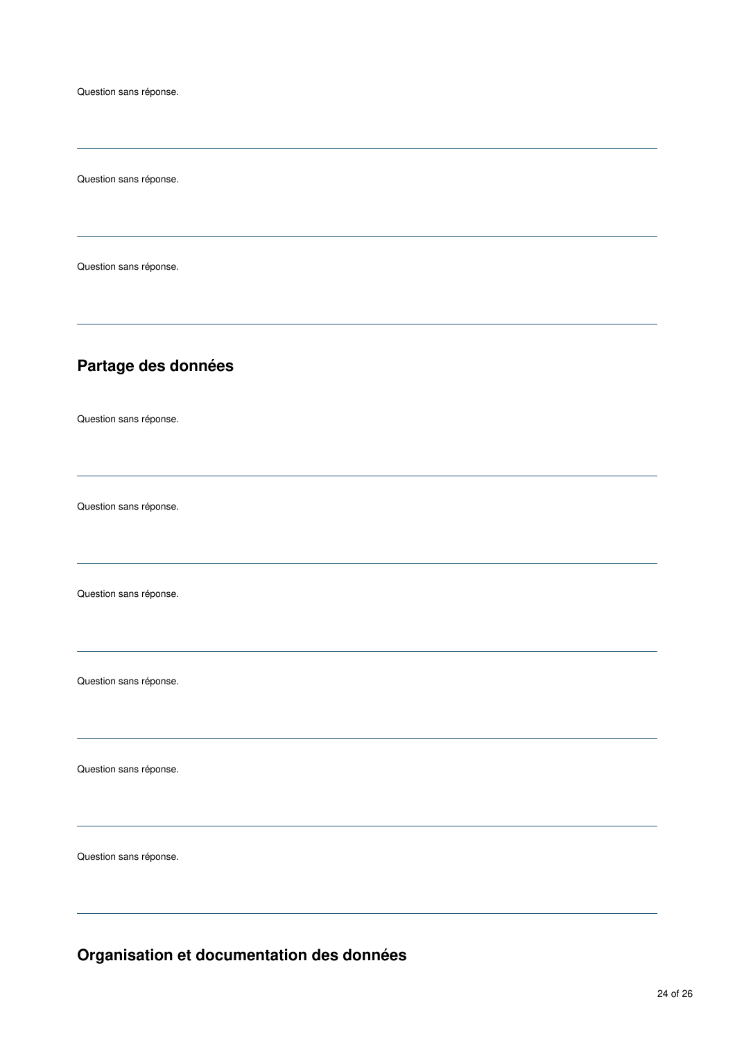Question sans réponse.

---

Question sans réponse.

---

Question sans réponse.

---

## Partage des données

Question sans réponse.

---

Question sans réponse.

---

Question sans réponse.

---

Question sans réponse.

---

Question sans réponse.

---

Question sans réponse.

---

## Organisation et documentation des données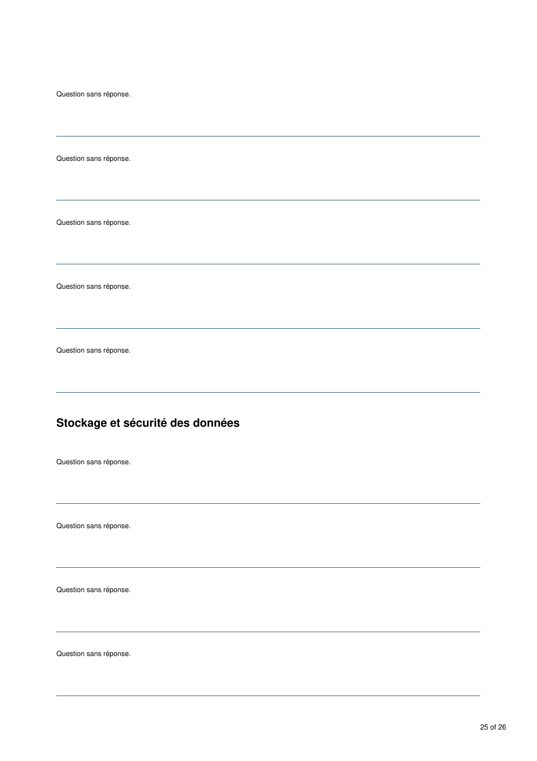Question sans réponse.

---

Question sans réponse.

---

Question sans réponse.

---

Question sans réponse.

---

Question sans réponse.

---

## Stockage et sécurité des données

Question sans réponse.

---

Question sans réponse.

---

Question sans réponse.

---

Question sans réponse.

---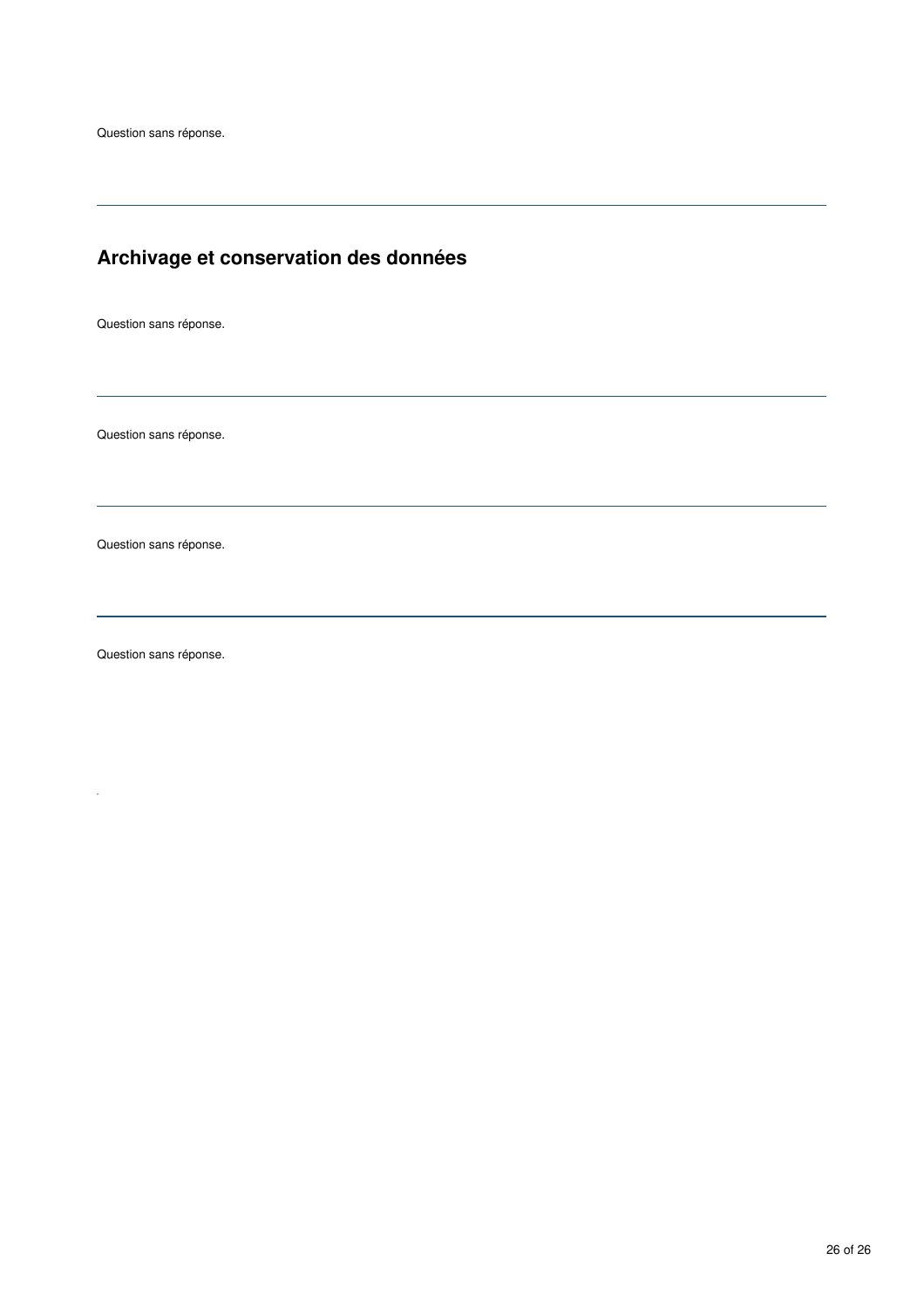Question sans réponse.

---

## Archivage et conservation des données

Question sans réponse.

---

Question sans réponse.

---

Question sans réponse.

---

Question sans réponse.